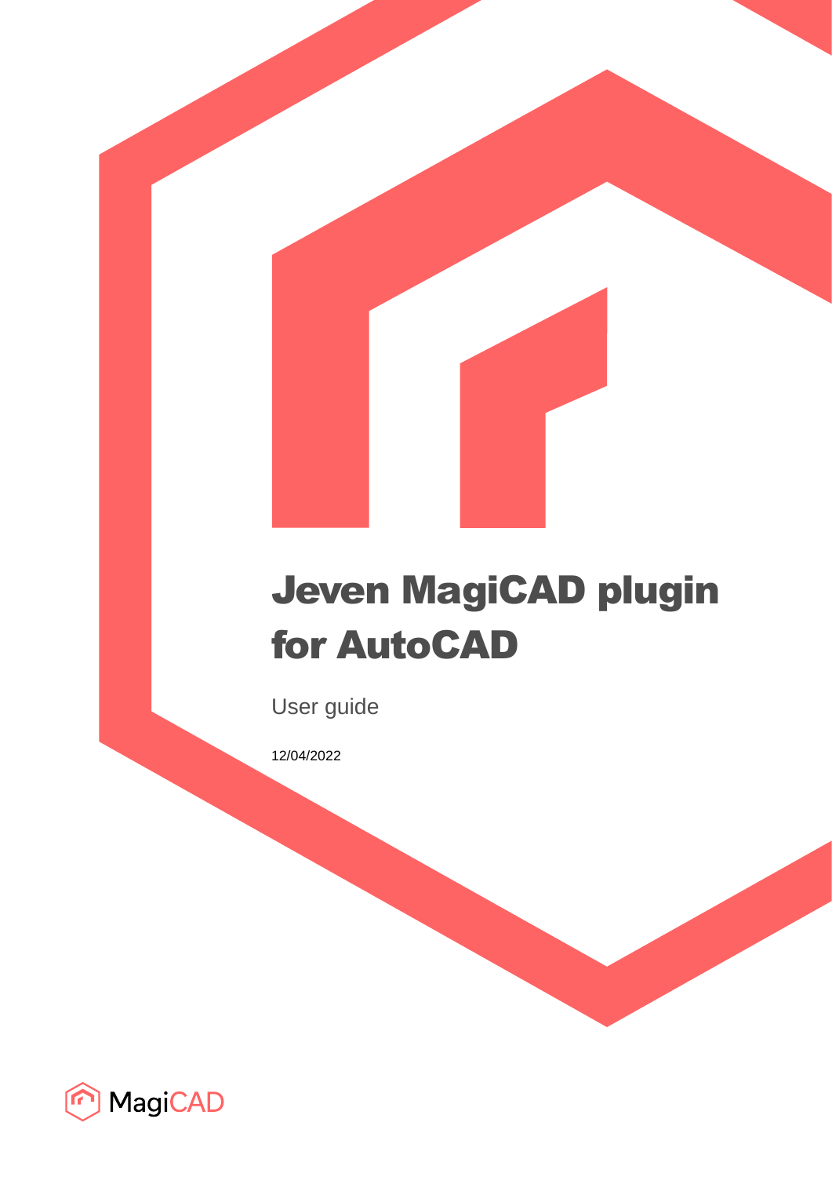# Jeven MagiCAD plugin for AutoCAD

User guide

12/04/2022

MagiCAD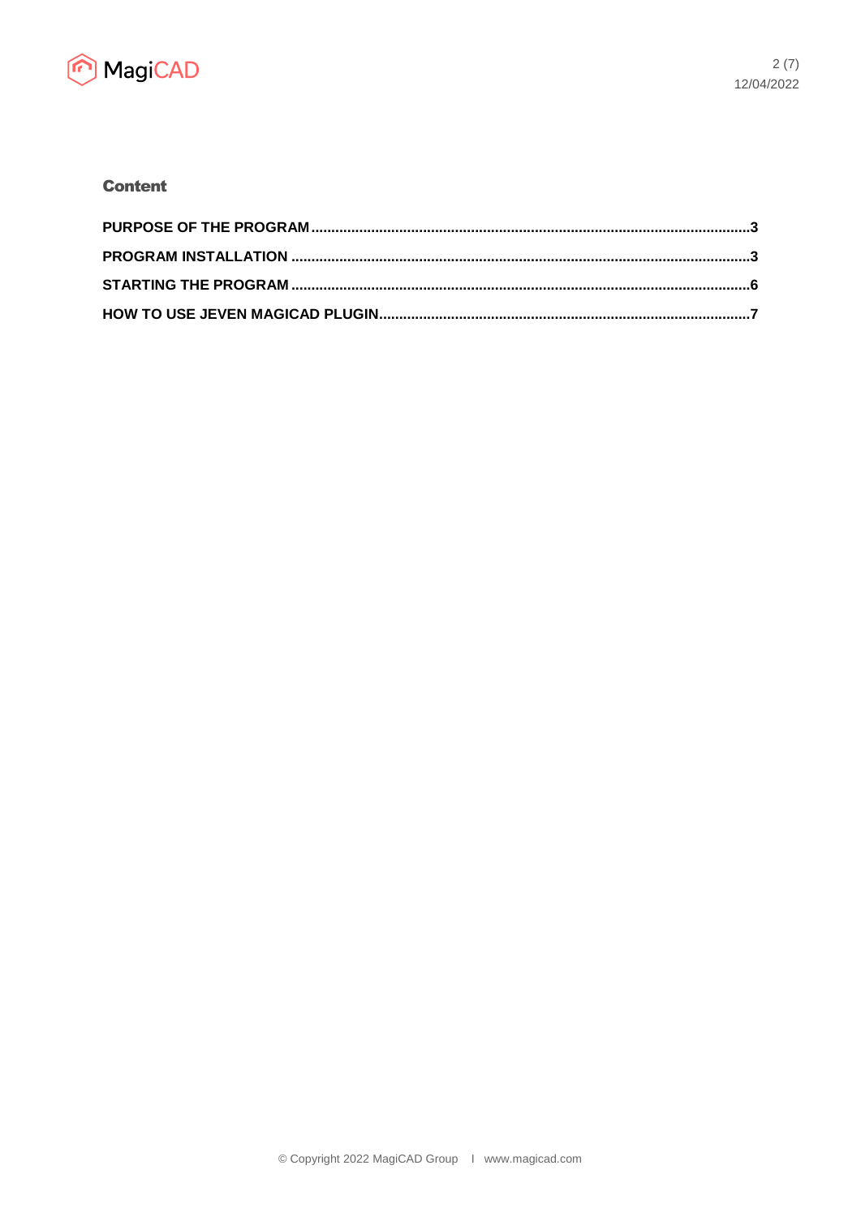## Content

**PURPOSE OF THE PROGRAM** ........................................................................................................ **3**

**PROGRAM INSTALLATION** ......................................................................................................... **3**

**STARTING THE PROGRAM** ........................................................................................................ **6**

**HOW TO USE JEVEN MAGICAD PLUGIN** .................................................................................. **7**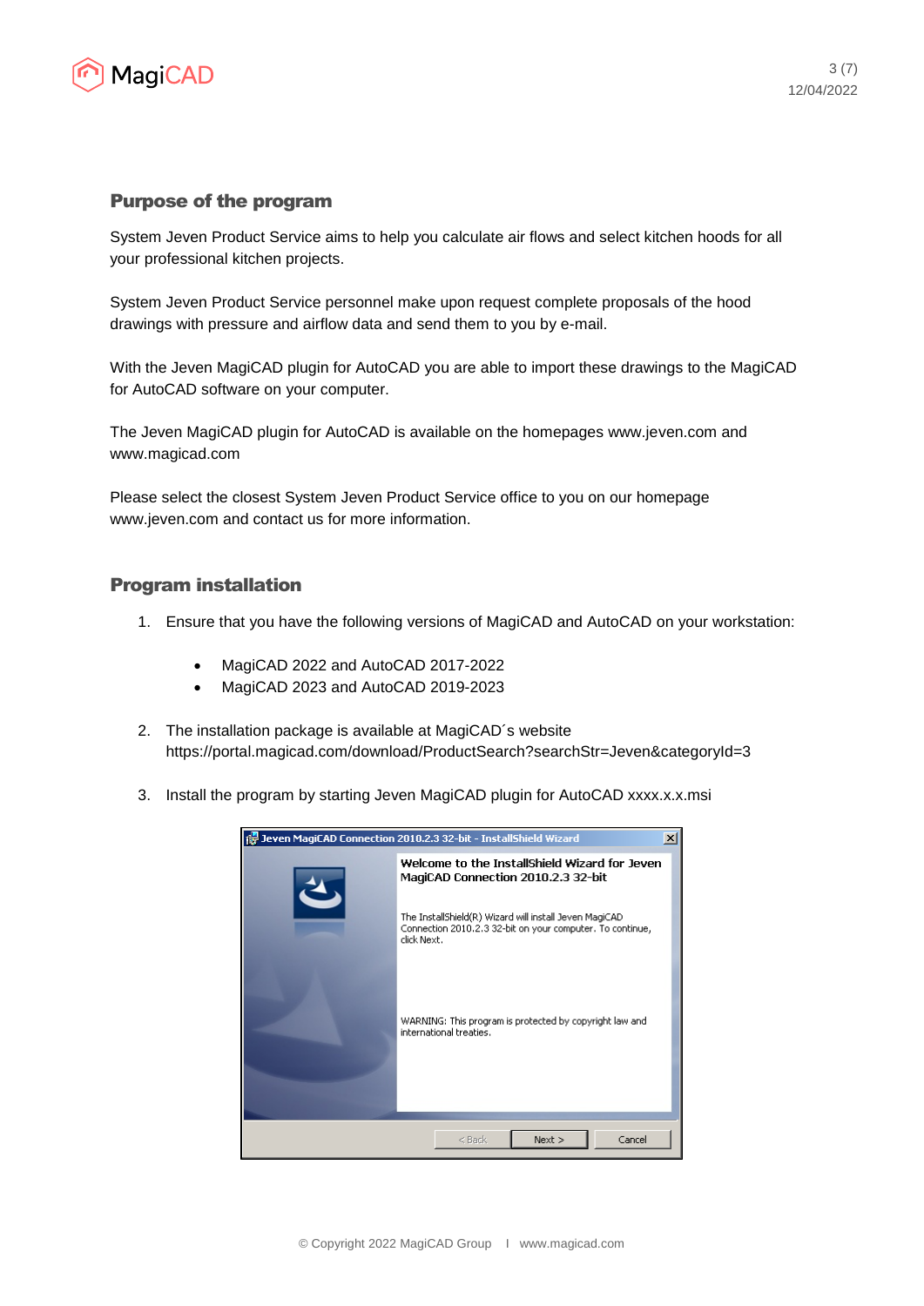## Purpose of the program

System Jeven Product Service aims to help you calculate air flows and select kitchen hoods for all your professional kitchen projects.

System Jeven Product Service personnel make upon request complete proposals of the hood drawings with pressure and airflow data and send them to you by e-mail.

With the Jeven MagiCAD plugin for AutoCAD you are able to import these drawings to the MagiCAD for AutoCAD software on your computer.

The Jeven MagiCAD plugin for AutoCAD is available on the homepages www.jeven.com and www.magicad.com

Please select the closest System Jeven Product Service office to you on our homepage www.jeven.com and contact us for more information.

## Program installation

1. Ensure that you have the following versions of MagiCAD and AutoCAD on your workstation:

    - MagiCAD 2022 and AutoCAD 2017-2022
    - MagiCAD 2023 and AutoCAD 2019-2023

2. The installation package is available at MagiCAD´s website https://portal.magicad.com/download/ProductSearch?searchStr=Jeven&categoryId=3

3. Install the program by starting Jeven MagiCAD plugin for AutoCAD xxxx.x.x.msi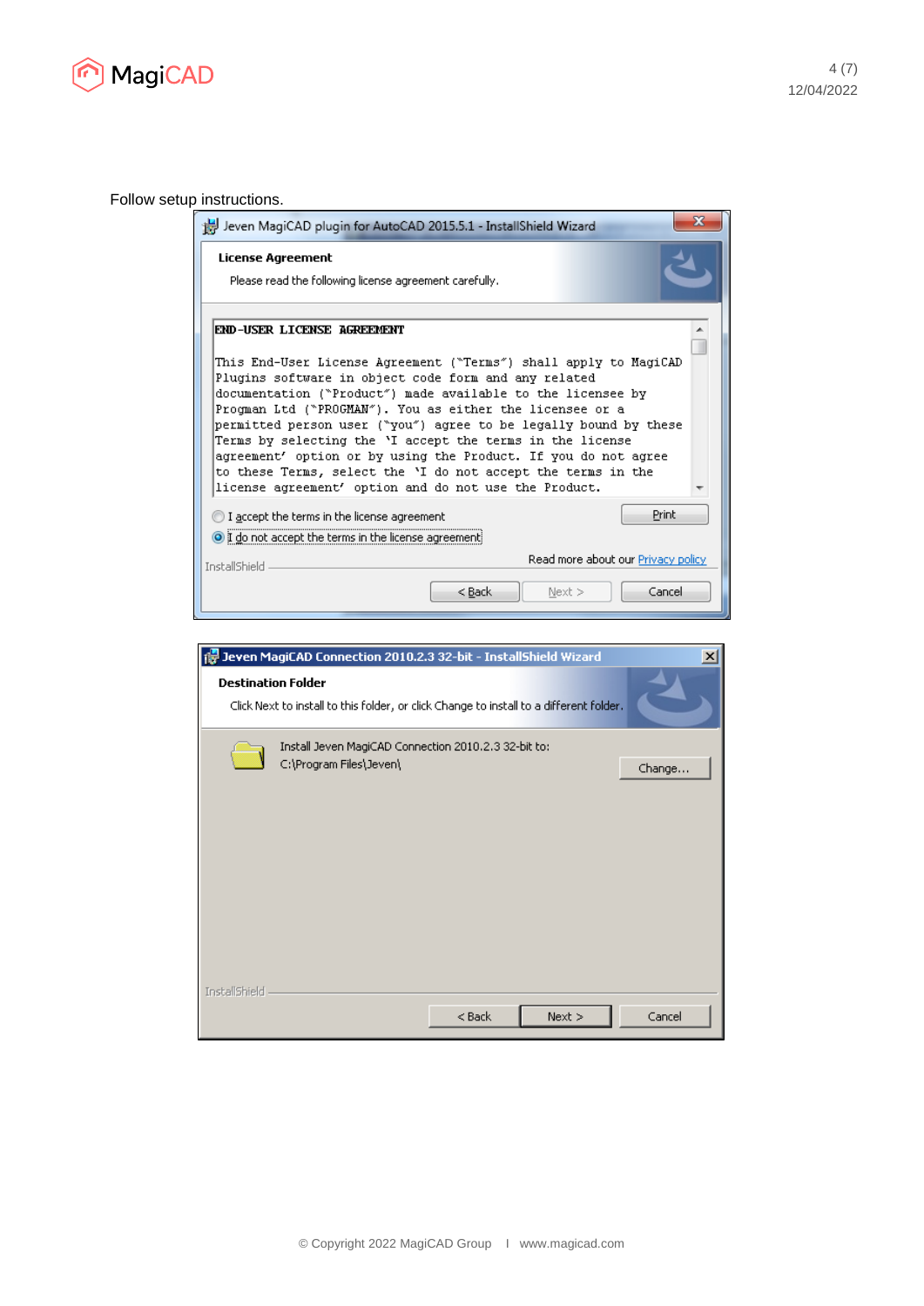Follow setup instructions.

Jeven MagiCAD plugin for AutoCAD 2015.5.1 - InstallShield Wizard

**License Agreement**

Please read the following license agreement carefully.

END-USER LICENSE AGREEMENT

This End-User License Agreement ("Terms") shall apply to MagiCAD Plugins software in object code form and any related documentation ("Product") made available to the licensee by Progman Ltd ("PROGMAN"). You as either the licensee or a permitted person user ("you") agree to be legally bound by these Terms by selecting the 'I accept the terms in the license agreement' option or by using the Product. If you do not agree to these Terms, select the 'I do not accept the terms in the license agreement' option and do not use the Product.

- I accept the terms in the license agreement
- I do not accept the terms in the license agreement

Print

Read more about our Privacy policy

InstallShield

< Back | Next > | Cancel

Jeven MagiCAD Connection 2010.2.3 32-bit - InstallShield Wizard

**Destination Folder**

Click Next to install to this folder, or click Change to install to a different folder.

Install Jeven MagiCAD Connection 2010.2.3 32-bit to:
C:\Program Files\Jeven\

Change...

InstallShield

< Back | Next > | Cancel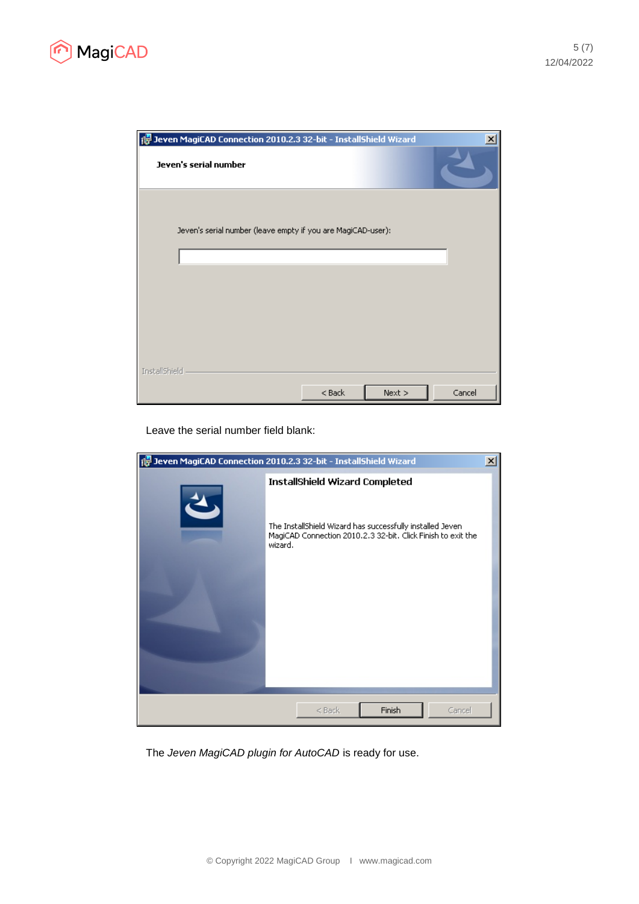Leave the serial number field blank:

The *Jeven MagiCAD plugin for AutoCAD* is ready for use.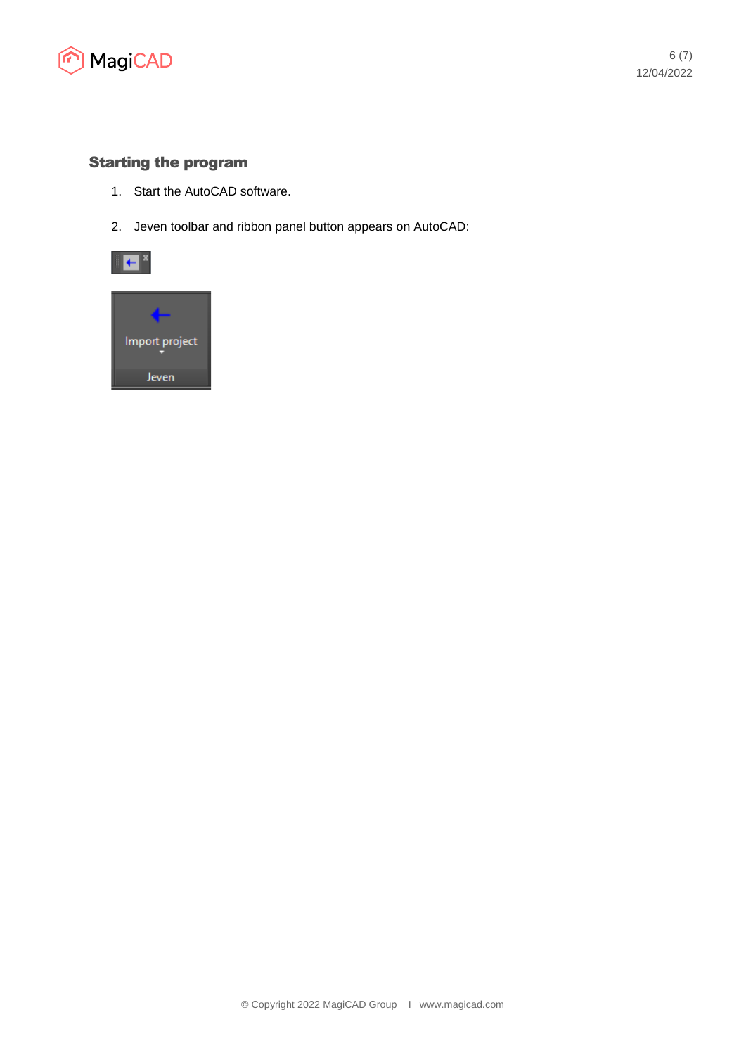## Starting the program

1. Start the AutoCAD software.
2. Jeven toolbar and ribbon panel button appears on AutoCAD: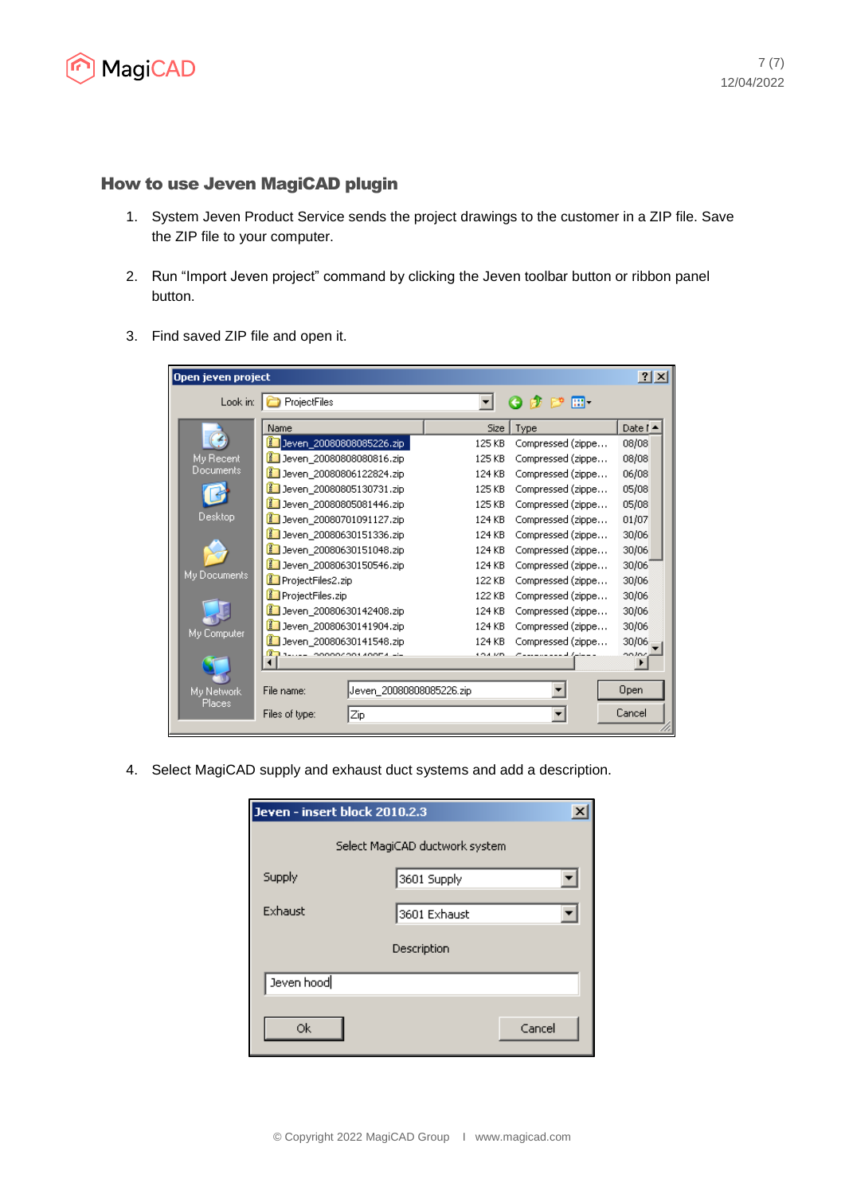## How to use Jeven MagiCAD plugin

1. System Jeven Product Service sends the project drawings to the customer in a ZIP file. Save the ZIP file to your computer.

2. Run “Import Jeven project” command by clicking the Jeven toolbar button or ribbon panel button.

3. Find saved ZIP file and open it.

4. Select MagiCAD supply and exhaust duct systems and add a description.